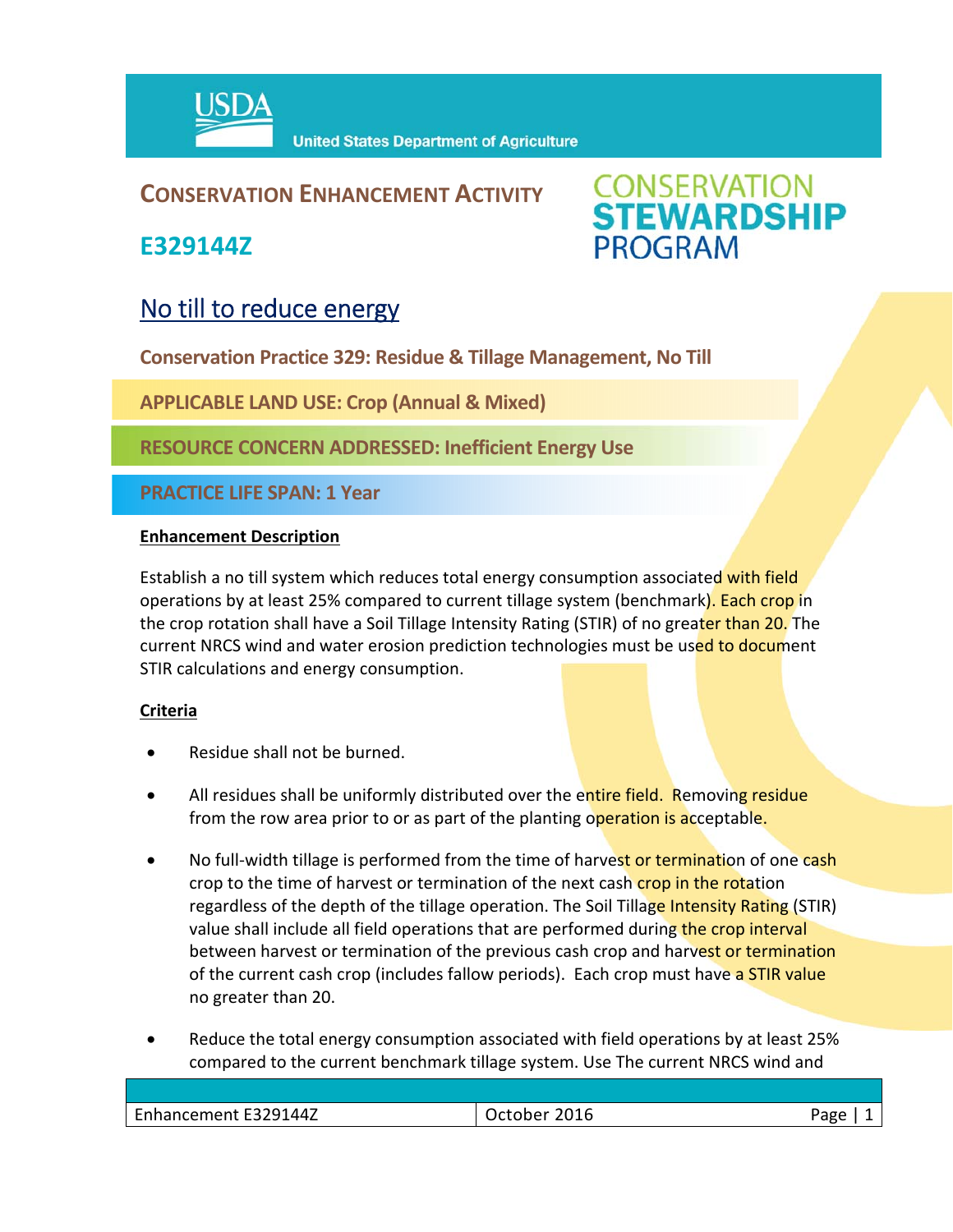United States Department of Agriculture

# CONSERVATION ENHANCEMENT ACTIVITY

## E329144Z

CONSERVATION STEWARDSHIP PROGRAM

## No till to reduce energy

**Conservation Practice 329: Residue & Tillage Management, No Till**

**APPLICABLE LAND USE: Crop (Annual & Mixed)**

**RESOURCE CONCERN ADDRESSED: Inefficient Energy Use**

**PRACTICE LIFE SPAN: 1 Year**

### Enhancement Description

Establish a no till system which reduces total energy consumption associated with field operations by at least 25% compared to current tillage system (benchmark). Each crop in the crop rotation shall have a Soil Tillage Intensity Rating (STIR) of no greater than 20. The current NRCS wind and water erosion prediction technologies must be used to document STIR calculations and energy consumption.

### Criteria

- Residue shall not be burned.
- All residues shall be uniformly distributed over the entire field. Removing residue from the row area prior to or as part of the planting operation is acceptable.
- No full-width tillage is performed from the time of harvest or termination of one cash crop to the time of harvest or termination of the next cash crop in the rotation regardless of the depth of the tillage operation. The Soil Tillage Intensity Rating (STIR) value shall include all field operations that are performed during the crop interval between harvest or termination of the previous cash crop and harvest or termination of the current cash crop (includes fallow periods). Each crop must have a STIR value no greater than 20.
- Reduce the total energy consumption associated with field operations by at least 25% compared to the current benchmark tillage system. Use The current NRCS wind and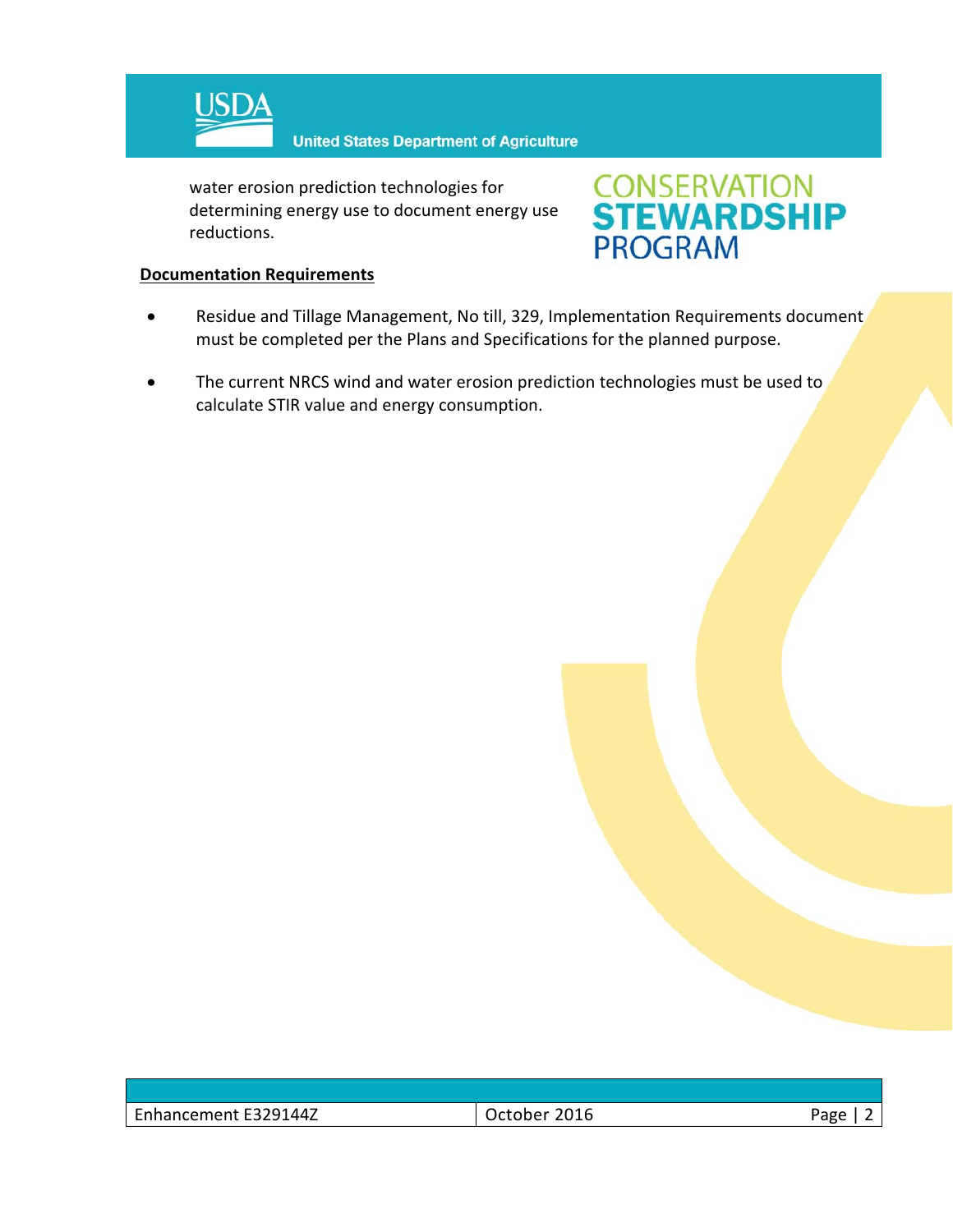water erosion prediction technologies for determining energy use to document energy use reductions.

**Documentation Requirements**

- Residue and Tillage Management, No till, 329, Implementation Requirements document must be completed per the Plans and Specifications for the planned purpose.
- The current NRCS wind and water erosion prediction technologies must be used to calculate STIR value and energy consumption.